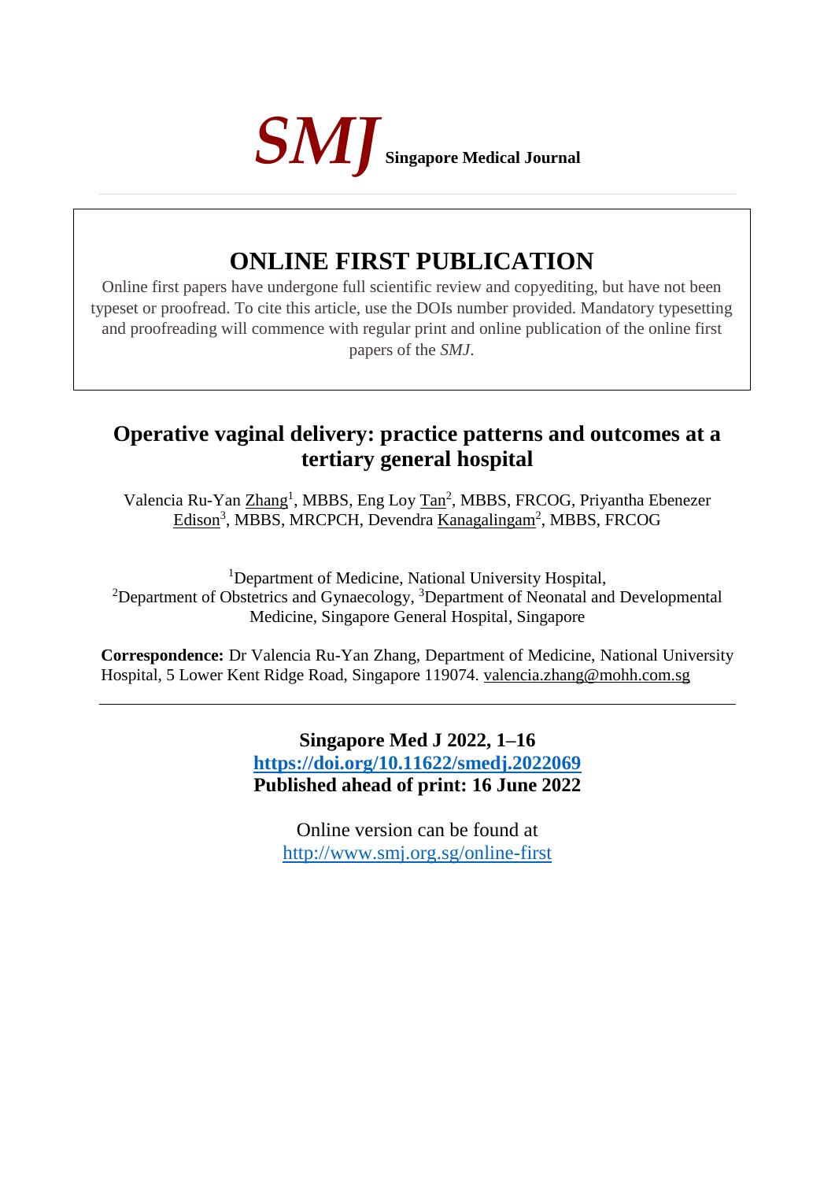*SMJ* **Singapore Medical Journal**

# ONLINE FIRST PUBLICATION

Online first papers have undergone full scientific review and copyediting, but have not been typeset or proofread. To cite this article, use the DOIs number provided. Mandatory typesetting and proofreading will commence with regular print and online publication of the online first papers of the *SMJ*.

## Operative vaginal delivery: practice patterns and outcomes at a tertiary general hospital

Valencia Ru-Yan Zhang[1], MBBS, Eng Loy Tan[2], MBBS, FRCOG, Priyantha Ebenezer Edison[3], MBBS, MRCPCH, Devendra Kanagalingam[2], MBBS, FRCOG

[1]Department of Medicine, National University Hospital, [2]Department of Obstetrics and Gynaecology, [3]Department of Neonatal and Developmental Medicine, Singapore General Hospital, Singapore

**Correspondence:** Dr Valencia Ru-Yan Zhang, Department of Medicine, National University Hospital, 5 Lower Kent Ridge Road, Singapore 119074. valencia.zhang@mohh.com.sg

---

**Singapore Med J 2022, 1–16**
**https://doi.org/10.11622/smedj.2022069**
**Published ahead of print: 16 June 2022**

Online version can be found at
http://www.smj.org.sg/online-first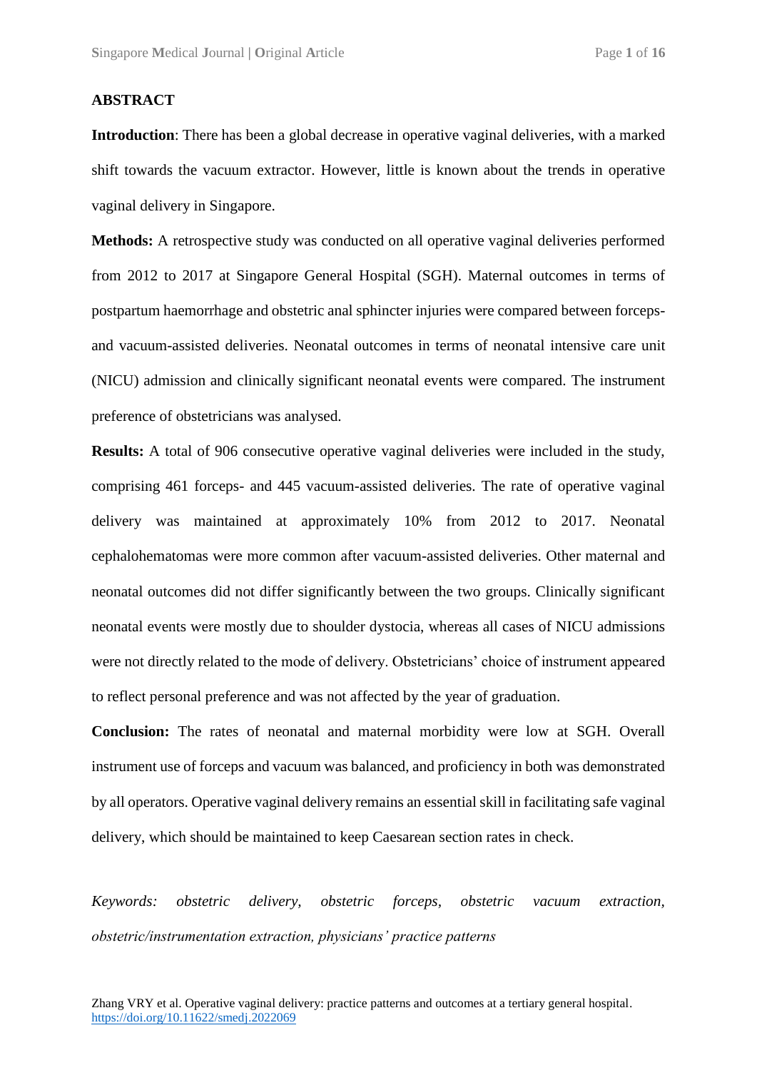## ABSTRACT

**Introduction**: There has been a global decrease in operative vaginal deliveries, with a marked shift towards the vacuum extractor. However, little is known about the trends in operative vaginal delivery in Singapore.

**Methods:** A retrospective study was conducted on all operative vaginal deliveries performed from 2012 to 2017 at Singapore General Hospital (SGH). Maternal outcomes in terms of postpartum haemorrhage and obstetric anal sphincter injuries were compared between forceps- and vacuum-assisted deliveries. Neonatal outcomes in terms of neonatal intensive care unit (NICU) admission and clinically significant neonatal events were compared. The instrument preference of obstetricians was analysed.

**Results:** A total of 906 consecutive operative vaginal deliveries were included in the study, comprising 461 forceps- and 445 vacuum-assisted deliveries. The rate of operative vaginal delivery was maintained at approximately 10% from 2012 to 2017. Neonatal cephalohematomas were more common after vacuum-assisted deliveries. Other maternal and neonatal outcomes did not differ significantly between the two groups. Clinically significant neonatal events were mostly due to shoulder dystocia, whereas all cases of NICU admissions were not directly related to the mode of delivery. Obstetricians' choice of instrument appeared to reflect personal preference and was not affected by the year of graduation.

**Conclusion:** The rates of neonatal and maternal morbidity were low at SGH. Overall instrument use of forceps and vacuum was balanced, and proficiency in both was demonstrated by all operators. Operative vaginal delivery remains an essential skill in facilitating safe vaginal delivery, which should be maintained to keep Caesarean section rates in check.

*Keywords: obstetric delivery, obstetric forceps, obstetric vacuum extraction, obstetric/instrumentation extraction, physicians' practice patterns*

Zhang VRY et al. Operative vaginal delivery: practice patterns and outcomes at a tertiary general hospital. https://doi.org/10.11622/smedj.2022069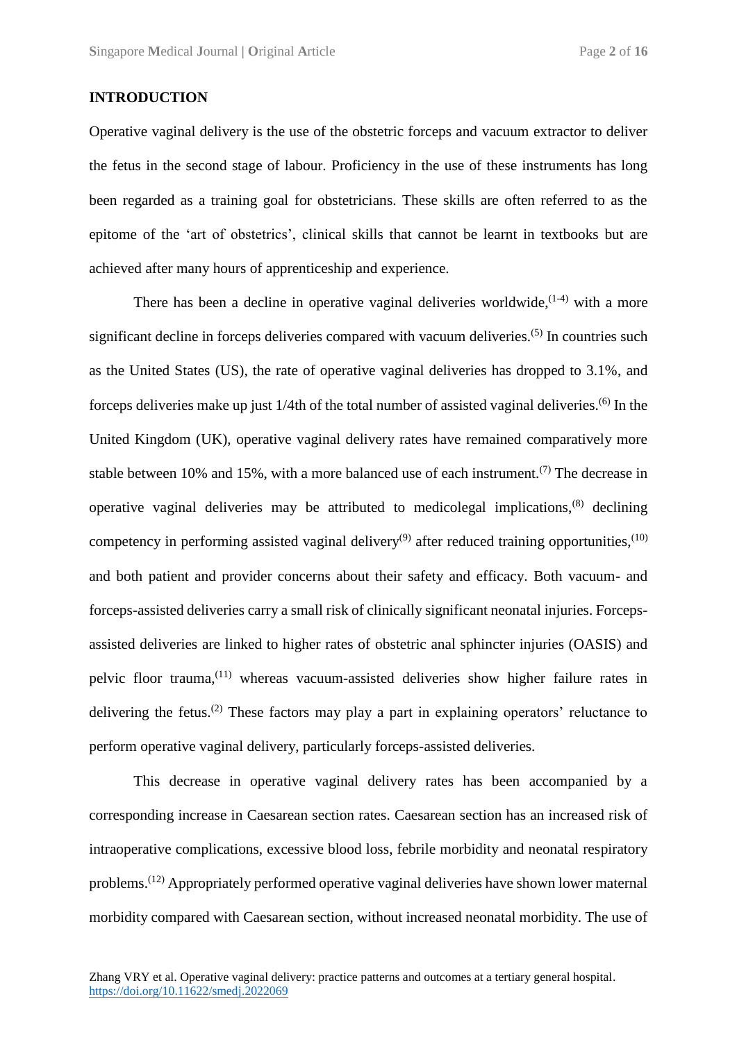## INTRODUCTION

Operative vaginal delivery is the use of the obstetric forceps and vacuum extractor to deliver the fetus in the second stage of labour. Proficiency in the use of these instruments has long been regarded as a training goal for obstetricians. These skills are often referred to as the epitome of the 'art of obstetrics', clinical skills that cannot be learnt in textbooks but are achieved after many hours of apprenticeship and experience.

There has been a decline in operative vaginal deliveries worldwide,[1-4] with a more significant decline in forceps deliveries compared with vacuum deliveries.[5] In countries such as the United States (US), the rate of operative vaginal deliveries has dropped to 3.1%, and forceps deliveries make up just 1/4th of the total number of assisted vaginal deliveries.[6] In the United Kingdom (UK), operative vaginal delivery rates have remained comparatively more stable between 10% and 15%, with a more balanced use of each instrument.[7] The decrease in operative vaginal deliveries may be attributed to medicolegal implications,[8] declining competency in performing assisted vaginal delivery[9] after reduced training opportunities,[10] and both patient and provider concerns about their safety and efficacy. Both vacuum- and forceps-assisted deliveries carry a small risk of clinically significant neonatal injuries. Forceps-assisted deliveries are linked to higher rates of obstetric anal sphincter injuries (OASIS) and pelvic floor trauma,[11] whereas vacuum-assisted deliveries show higher failure rates in delivering the fetus.[2] These factors may play a part in explaining operators' reluctance to perform operative vaginal delivery, particularly forceps-assisted deliveries.

This decrease in operative vaginal delivery rates has been accompanied by a corresponding increase in Caesarean section rates. Caesarean section has an increased risk of intraoperative complications, excessive blood loss, febrile morbidity and neonatal respiratory problems.[12] Appropriately performed operative vaginal deliveries have shown lower maternal morbidity compared with Caesarean section, without increased neonatal morbidity. The use of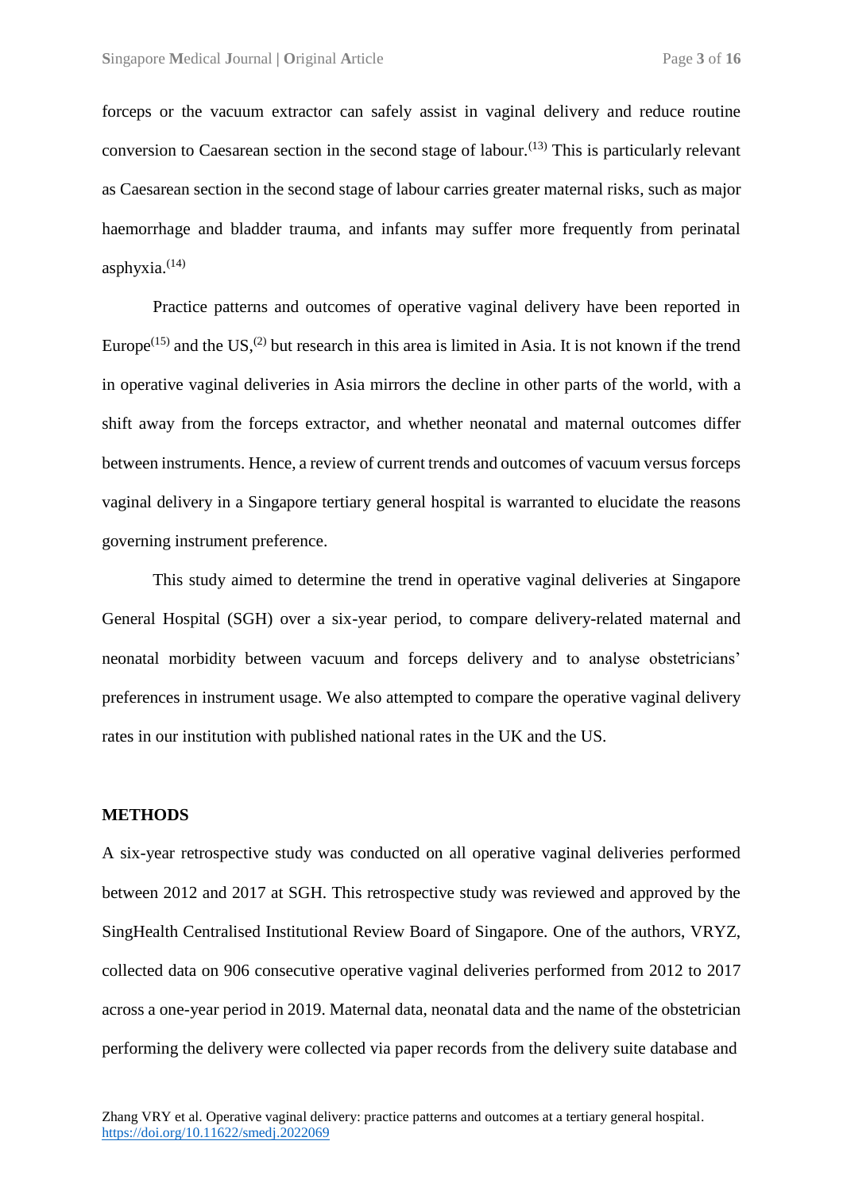forceps or the vacuum extractor can safely assist in vaginal delivery and reduce routine conversion to Caesarean section in the second stage of labour.[13] This is particularly relevant as Caesarean section in the second stage of labour carries greater maternal risks, such as major haemorrhage and bladder trauma, and infants may suffer more frequently from perinatal asphyxia.[14]

Practice patterns and outcomes of operative vaginal delivery have been reported in Europe[15] and the US,[2] but research in this area is limited in Asia. It is not known if the trend in operative vaginal deliveries in Asia mirrors the decline in other parts of the world, with a shift away from the forceps extractor, and whether neonatal and maternal outcomes differ between instruments. Hence, a review of current trends and outcomes of vacuum versus forceps vaginal delivery in a Singapore tertiary general hospital is warranted to elucidate the reasons governing instrument preference.

This study aimed to determine the trend in operative vaginal deliveries at Singapore General Hospital (SGH) over a six-year period, to compare delivery-related maternal and neonatal morbidity between vacuum and forceps delivery and to analyse obstetricians' preferences in instrument usage. We also attempted to compare the operative vaginal delivery rates in our institution with published national rates in the UK and the US.

## METHODS

A six-year retrospective study was conducted on all operative vaginal deliveries performed between 2012 and 2017 at SGH. This retrospective study was reviewed and approved by the SingHealth Centralised Institutional Review Board of Singapore. One of the authors, VRYZ, collected data on 906 consecutive operative vaginal deliveries performed from 2012 to 2017 across a one-year period in 2019. Maternal data, neonatal data and the name of the obstetrician performing the delivery were collected via paper records from the delivery suite database and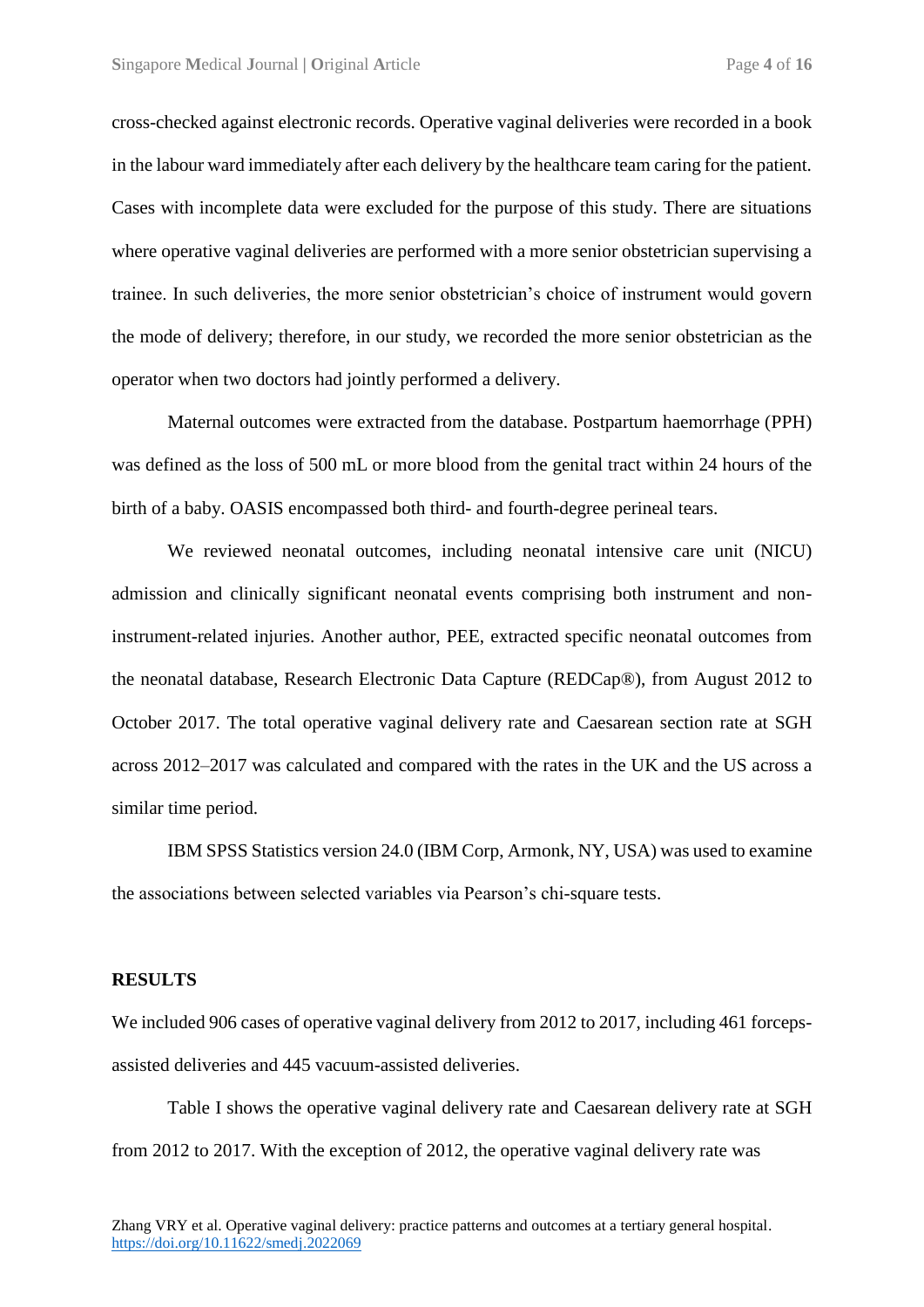cross-checked against electronic records. Operative vaginal deliveries were recorded in a book in the labour ward immediately after each delivery by the healthcare team caring for the patient. Cases with incomplete data were excluded for the purpose of this study. There are situations where operative vaginal deliveries are performed with a more senior obstetrician supervising a trainee. In such deliveries, the more senior obstetrician's choice of instrument would govern the mode of delivery; therefore, in our study, we recorded the more senior obstetrician as the operator when two doctors had jointly performed a delivery.

Maternal outcomes were extracted from the database. Postpartum haemorrhage (PPH) was defined as the loss of 500 mL or more blood from the genital tract within 24 hours of the birth of a baby. OASIS encompassed both third- and fourth-degree perineal tears.

We reviewed neonatal outcomes, including neonatal intensive care unit (NICU) admission and clinically significant neonatal events comprising both instrument and non-instrument-related injuries. Another author, PEE, extracted specific neonatal outcomes from the neonatal database, Research Electronic Data Capture (REDCap®), from August 2012 to October 2017. The total operative vaginal delivery rate and Caesarean section rate at SGH across 2012–2017 was calculated and compared with the rates in the UK and the US across a similar time period.

IBM SPSS Statistics version 24.0 (IBM Corp, Armonk, NY, USA) was used to examine the associations between selected variables via Pearson's chi-square tests.

## RESULTS

We included 906 cases of operative vaginal delivery from 2012 to 2017, including 461 forceps-assisted deliveries and 445 vacuum-assisted deliveries.

Table I shows the operative vaginal delivery rate and Caesarean delivery rate at SGH from 2012 to 2017. With the exception of 2012, the operative vaginal delivery rate was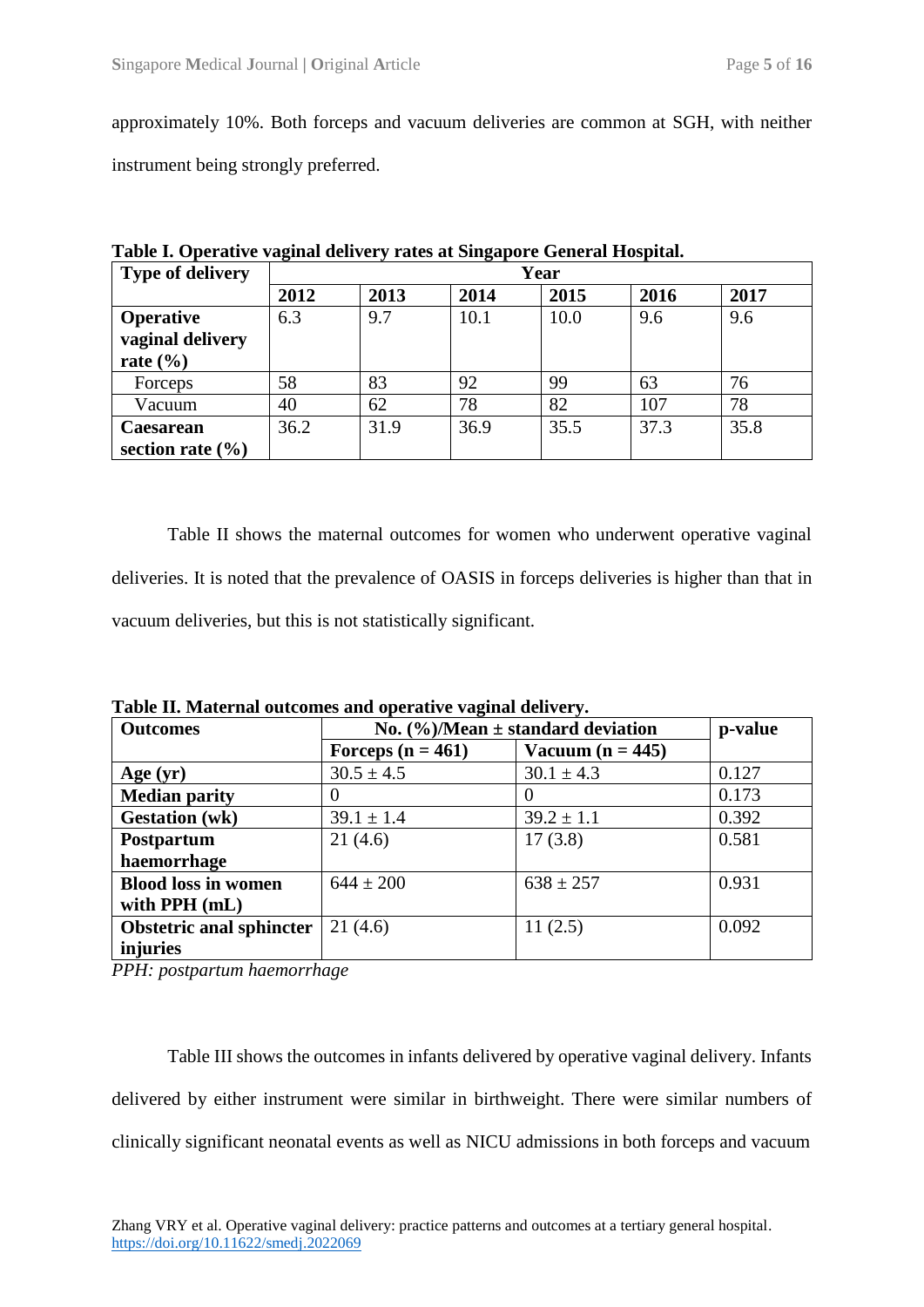approximately 10%. Both forceps and vacuum deliveries are common at SGH, with neither instrument being strongly preferred.

**Table I. Operative vaginal delivery rates at Singapore General Hospital.**

| Type of delivery | Year | | | | | |
|---|---|---|---|---|---|---|
| | **2012** | **2013** | **2014** | **2015** | **2016** | **2017** |
| **Operative vaginal delivery rate (%)** | 6.3 | 9.7 | 10.1 | 10.0 | 9.6 | 9.6 |
| Forceps | 58 | 83 | 92 | 99 | 63 | 76 |
| Vacuum | 40 | 62 | 78 | 82 | 107 | 78 |
| **Caesarean section rate (%)** | 36.2 | 31.9 | 36.9 | 35.5 | 37.3 | 35.8 |

Table II shows the maternal outcomes for women who underwent operative vaginal deliveries. It is noted that the prevalence of OASIS in forceps deliveries is higher than that in vacuum deliveries, but this is not statistically significant.

**Table II. Maternal outcomes and operative vaginal delivery.**

| Outcomes | No. (%)/Mean ± standard deviation | | p-value |
|---|---|---|---|
| | **Forceps (n = 461)** | **Vacuum (n = 445)** | |
| **Age (yr)** | 30.5 ± 4.5 | 30.1 ± 4.3 | 0.127 |
| **Median parity** | 0 | 0 | 0.173 |
| **Gestation (wk)** | 39.1 ± 1.4 | 39.2 ± 1.1 | 0.392 |
| **Postpartum haemorrhage** | 21 (4.6) | 17 (3.8) | 0.581 |
| **Blood loss in women with PPH (mL)** | 644 ± 200 | 638 ± 257 | 0.931 |
| **Obstetric anal sphincter injuries** | 21 (4.6) | 11 (2.5) | 0.092 |

*PPH: postpartum haemorrhage*

Table III shows the outcomes in infants delivered by operative vaginal delivery. Infants delivered by either instrument were similar in birthweight. There were similar numbers of clinically significant neonatal events as well as NICU admissions in both forceps and vacuum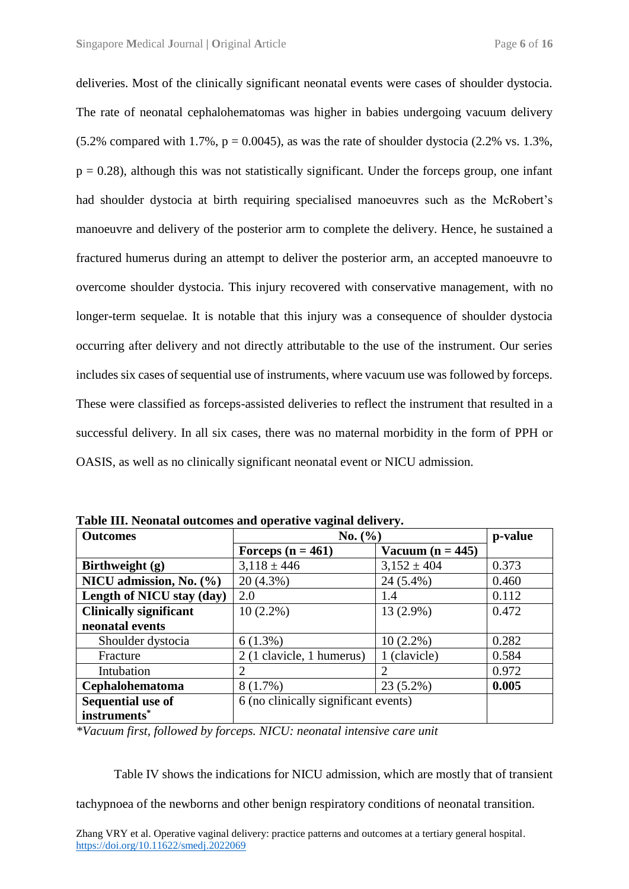deliveries. Most of the clinically significant neonatal events were cases of shoulder dystocia. The rate of neonatal cephalohematomas was higher in babies undergoing vacuum delivery (5.2% compared with 1.7%, $p = 0.0045$), as was the rate of shoulder dystocia (2.2% vs. 1.3%, $p = 0.28$), although this was not statistically significant. Under the forceps group, one infant had shoulder dystocia at birth requiring specialised manoeuvres such as the McRobert's manoeuvre and delivery of the posterior arm to complete the delivery. Hence, he sustained a fractured humerus during an attempt to deliver the posterior arm, an accepted manoeuvre to overcome shoulder dystocia. This injury recovered with conservative management, with no longer-term sequelae. It is notable that this injury was a consequence of shoulder dystocia occurring after delivery and not directly attributable to the use of the instrument. Our series includes six cases of sequential use of instruments, where vacuum use was followed by forceps. These were classified as forceps-assisted deliveries to reflect the instrument that resulted in a successful delivery. In all six cases, there was no maternal morbidity in the form of PPH or OASIS, as well as no clinically significant neonatal event or NICU admission.

**Table III. Neonatal outcomes and operative vaginal delivery.**

| Outcomes | No. (%) | | p-value |
|---|---|---|---|
| | **Forceps (n = 461)** | **Vacuum (n = 445)** | |
| **Birthweight (g)** | 3,118 ± 446 | 3,152 ± 404 | 0.373 |
| **NICU admission, No. (%)** | 20 (4.3%) | 24 (5.4%) | 0.460 |
| **Length of NICU stay (day)** | 2.0 | 1.4 | 0.112 |
| **Clinically significant neonatal events** | 10 (2.2%) | 13 (2.9%) | 0.472 |
| Shoulder dystocia | 6 (1.3%) | 10 (2.2%) | 0.282 |
| Fracture | 2 (1 clavicle, 1 humerus) | 1 (clavicle) | 0.584 |
| Intubation | 2 | 2 | 0.972 |
| **Cephalohematoma** | 8 (1.7%) | 23 (5.2%) | **0.005** |
| **Sequential use of instruments*** | 6 (no clinically significant events) | | |

*\*Vacuum first, followed by forceps. NICU: neonatal intensive care unit*

Table IV shows the indications for NICU admission, which are mostly that of transient tachypnoea of the newborns and other benign respiratory conditions of neonatal transition.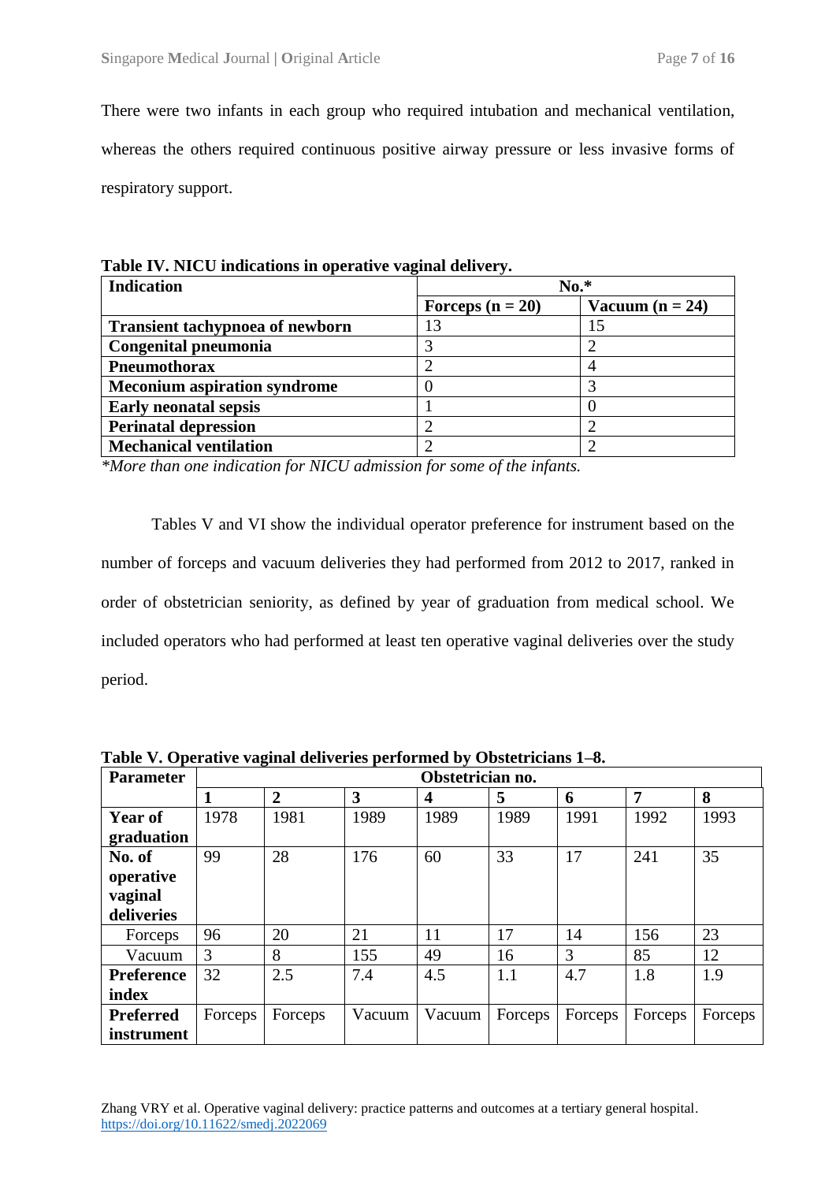There were two infants in each group who required intubation and mechanical ventilation, whereas the others required continuous positive airway pressure or less invasive forms of respiratory support.

**Table IV. NICU indications in operative vaginal delivery.**

| Indication | No.* | |
|---|---|---|
| | Forceps (n = 20) | Vacuum (n = 24) |
| **Transient tachypnoea of newborn** | 13 | 15 |
| **Congenital pneumonia** | 3 | 2 |
| **Pneumothorax** | 2 | 4 |
| **Meconium aspiration syndrome** | 0 | 3 |
| **Early neonatal sepsis** | 1 | 0 |
| **Perinatal depression** | 2 | 2 |
| **Mechanical ventilation** | 2 | 2 |

*More than one indication for NICU admission for some of the infants.*

Tables V and VI show the individual operator preference for instrument based on the number of forceps and vacuum deliveries they had performed from 2012 to 2017, ranked in order of obstetrician seniority, as defined by year of graduation from medical school. We included operators who had performed at least ten operative vaginal deliveries over the study period.

**Table V. Operative vaginal deliveries performed by Obstetricians 1–8.**

| Parameter | Obstetrician no. | | | | | | | |
|---|---|---|---|---|---|---|---|---|
| | 1 | 2 | 3 | 4 | 5 | 6 | 7 | 8 |
| **Year of graduation** | 1978 | 1981 | 1989 | 1989 | 1989 | 1991 | 1992 | 1993 |
| **No. of operative vaginal deliveries** | 99 | 28 | 176 | 60 | 33 | 17 | 241 | 35 |
| Forceps | 96 | 20 | 21 | 11 | 17 | 14 | 156 | 23 |
| Vacuum | 3 | 8 | 155 | 49 | 16 | 3 | 85 | 12 |
| **Preference index** | 32 | 2.5 | 7.4 | 4.5 | 1.1 | 4.7 | 1.8 | 1.9 |
| **Preferred instrument** | Forceps | Forceps | Vacuum | Vacuum | Forceps | Forceps | Forceps | Forceps |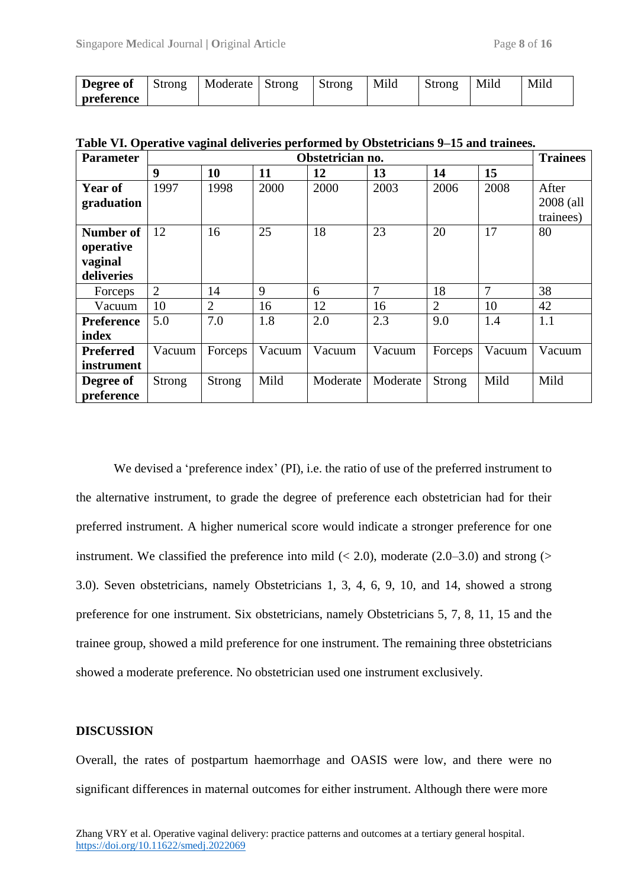| Degree of preference | Strong | Moderate | Strong | Strong | Mild | Strong | Mild | Mild |
|---|---|---|---|---|---|---|---|---|

**Table VI. Operative vaginal deliveries performed by Obstetricians 9–15 and trainees.**

| Parameter | Obstetrician no. | | | | | | | Trainees |
|---|---|---|---|---|---|---|---|---|
| | 9 | 10 | 11 | 12 | 13 | 14 | 15 | |
| **Year of graduation** | 1997 | 1998 | 2000 | 2000 | 2003 | 2006 | 2008 | After 2008 (all trainees) |
| **Number of operative vaginal deliveries** | 12 | 16 | 25 | 18 | 23 | 20 | 17 | 80 |
| Forceps | 2 | 14 | 9 | 6 | 7 | 18 | 7 | 38 |
| Vacuum | 10 | 2 | 16 | 12 | 16 | 2 | 10 | 42 |
| **Preference index** | 5.0 | 7.0 | 1.8 | 2.0 | 2.3 | 9.0 | 1.4 | 1.1 |
| **Preferred instrument** | Vacuum | Forceps | Vacuum | Vacuum | Vacuum | Forceps | Vacuum | Vacuum |
| **Degree of preference** | Strong | Strong | Mild | Moderate | Moderate | Strong | Mild | Mild |

We devised a 'preference index' (PI), i.e. the ratio of use of the preferred instrument to the alternative instrument, to grade the degree of preference each obstetrician had for their preferred instrument. A higher numerical score would indicate a stronger preference for one instrument. We classified the preference into mild (< 2.0), moderate (2.0–3.0) and strong (> 3.0). Seven obstetricians, namely Obstetricians 1, 3, 4, 6, 9, 10, and 14, showed a strong preference for one instrument. Six obstetricians, namely Obstetricians 5, 7, 8, 11, 15 and the trainee group, showed a mild preference for one instrument. The remaining three obstetricians showed a moderate preference. No obstetrician used one instrument exclusively.

## DISCUSSION

Overall, the rates of postpartum haemorrhage and OASIS were low, and there were no significant differences in maternal outcomes for either instrument. Although there were more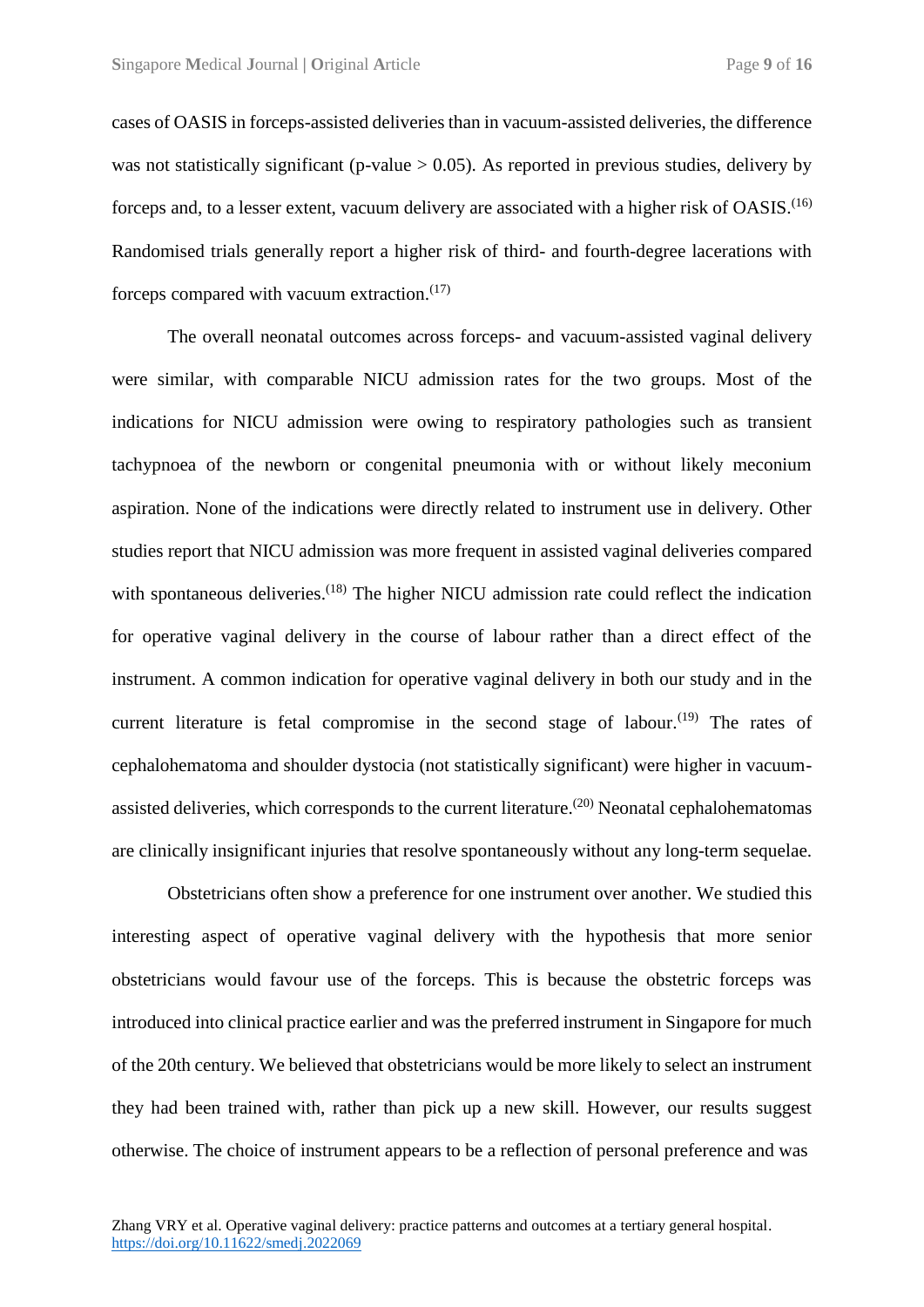cases of OASIS in forceps-assisted deliveries than in vacuum-assisted deliveries, the difference was not statistically significant (p-value $> 0.05$). As reported in previous studies, delivery by forceps and, to a lesser extent, vacuum delivery are associated with a higher risk of OASIS.[16] Randomised trials generally report a higher risk of third- and fourth-degree lacerations with forceps compared with vacuum extraction.[17]

The overall neonatal outcomes across forceps- and vacuum-assisted vaginal delivery were similar, with comparable NICU admission rates for the two groups. Most of the indications for NICU admission were owing to respiratory pathologies such as transient tachypnoea of the newborn or congenital pneumonia with or without likely meconium aspiration. None of the indications were directly related to instrument use in delivery. Other studies report that NICU admission was more frequent in assisted vaginal deliveries compared with spontaneous deliveries.[18] The higher NICU admission rate could reflect the indication for operative vaginal delivery in the course of labour rather than a direct effect of the instrument. A common indication for operative vaginal delivery in both our study and in the current literature is fetal compromise in the second stage of labour.[19] The rates of cephalohematoma and shoulder dystocia (not statistically significant) were higher in vacuum-assisted deliveries, which corresponds to the current literature.[20] Neonatal cephalohematomas are clinically insignificant injuries that resolve spontaneously without any long-term sequelae.

Obstetricians often show a preference for one instrument over another. We studied this interesting aspect of operative vaginal delivery with the hypothesis that more senior obstetricians would favour use of the forceps. This is because the obstetric forceps was introduced into clinical practice earlier and was the preferred instrument in Singapore for much of the 20th century. We believed that obstetricians would be more likely to select an instrument they had been trained with, rather than pick up a new skill. However, our results suggest otherwise. The choice of instrument appears to be a reflection of personal preference and was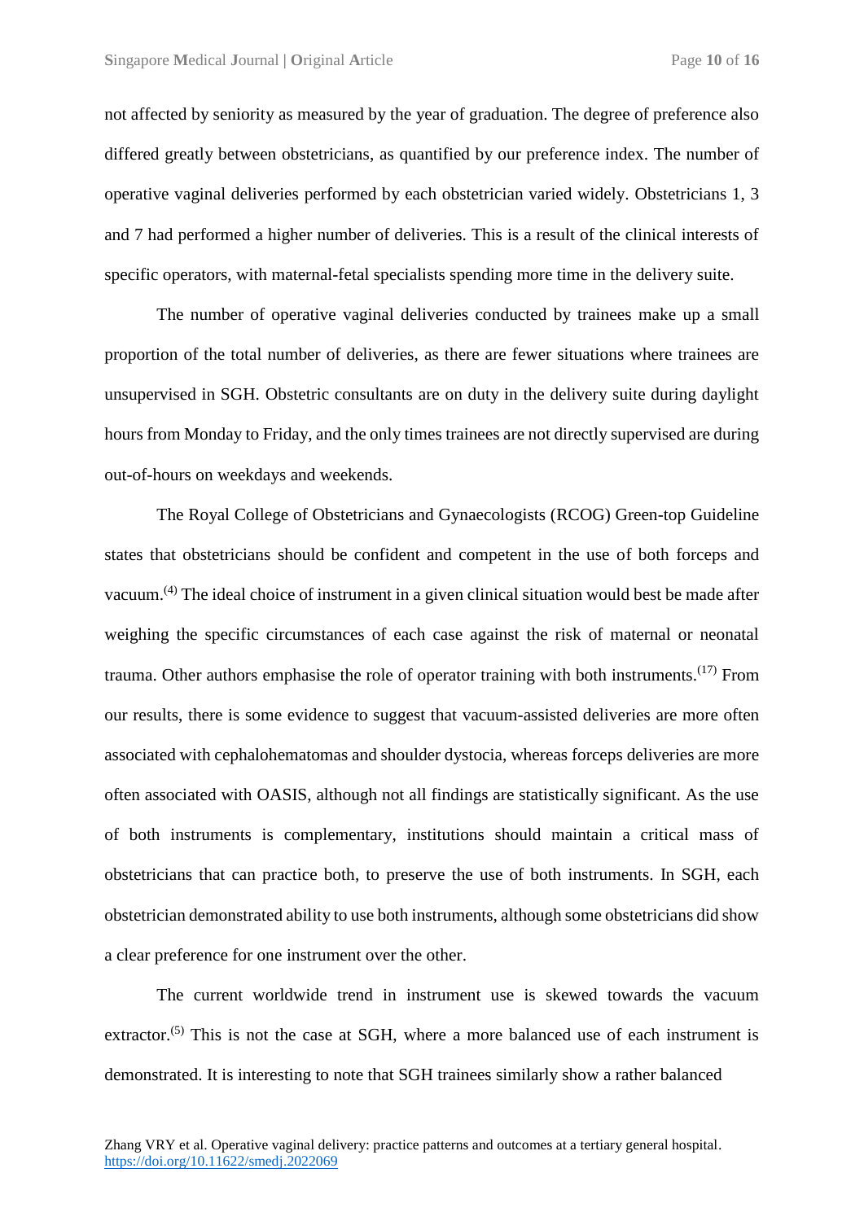not affected by seniority as measured by the year of graduation. The degree of preference also differed greatly between obstetricians, as quantified by our preference index. The number of operative vaginal deliveries performed by each obstetrician varied widely. Obstetricians 1, 3 and 7 had performed a higher number of deliveries. This is a result of the clinical interests of specific operators, with maternal-fetal specialists spending more time in the delivery suite.

The number of operative vaginal deliveries conducted by trainees make up a small proportion of the total number of deliveries, as there are fewer situations where trainees are unsupervised in SGH. Obstetric consultants are on duty in the delivery suite during daylight hours from Monday to Friday, and the only times trainees are not directly supervised are during out-of-hours on weekdays and weekends.

The Royal College of Obstetricians and Gynaecologists (RCOG) Green-top Guideline states that obstetricians should be confident and competent in the use of both forceps and vacuum.[4] The ideal choice of instrument in a given clinical situation would best be made after weighing the specific circumstances of each case against the risk of maternal or neonatal trauma. Other authors emphasise the role of operator training with both instruments.[17] From our results, there is some evidence to suggest that vacuum-assisted deliveries are more often associated with cephalohematomas and shoulder dystocia, whereas forceps deliveries are more often associated with OASIS, although not all findings are statistically significant. As the use of both instruments is complementary, institutions should maintain a critical mass of obstetricians that can practice both, to preserve the use of both instruments. In SGH, each obstetrician demonstrated ability to use both instruments, although some obstetricians did show a clear preference for one instrument over the other.

The current worldwide trend in instrument use is skewed towards the vacuum extractor.[5] This is not the case at SGH, where a more balanced use of each instrument is demonstrated. It is interesting to note that SGH trainees similarly show a rather balanced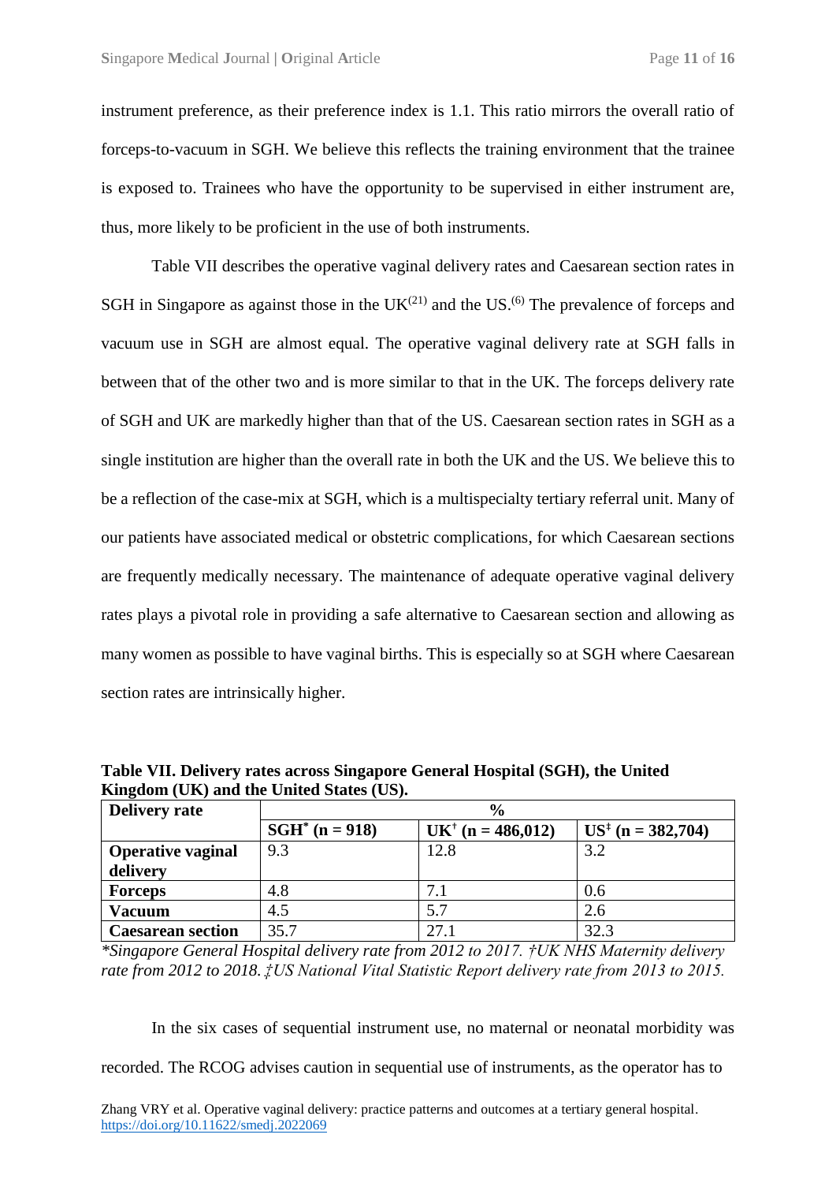instrument preference, as their preference index is 1.1. This ratio mirrors the overall ratio of forceps-to-vacuum in SGH. We believe this reflects the training environment that the trainee is exposed to. Trainees who have the opportunity to be supervised in either instrument are, thus, more likely to be proficient in the use of both instruments.

Table VII describes the operative vaginal delivery rates and Caesarean section rates in SGH in Singapore as against those in the UK[(21)] and the US.[(6)] The prevalence of forceps and vacuum use in SGH are almost equal. The operative vaginal delivery rate at SGH falls in between that of the other two and is more similar to that in the UK. The forceps delivery rate of SGH and UK are markedly higher than that of the US. Caesarean section rates in SGH as a single institution are higher than the overall rate in both the UK and the US. We believe this to be a reflection of the case-mix at SGH, which is a multispecialty tertiary referral unit. Many of our patients have associated medical or obstetric complications, for which Caesarean sections are frequently medically necessary. The maintenance of adequate operative vaginal delivery rates plays a pivotal role in providing a safe alternative to Caesarean section and allowing as many women as possible to have vaginal births. This is especially so at SGH where Caesarean section rates are intrinsically higher.

**Table VII. Delivery rates across Singapore General Hospital (SGH), the United Kingdom (UK) and the United States (US).**

| Delivery rate | % | | |
|---|---|---|---|
| | SGH* (n = 918) | UK† (n = 486,012) | US‡ (n = 382,704) |
| **Operative vaginal delivery** | 9.3 | 12.8 | 3.2 |
| **Forceps** | 4.8 | 7.1 | 0.6 |
| **Vacuum** | 4.5 | 5.7 | 2.6 |
| **Caesarean section** | 35.7 | 27.1 | 32.3 |

*\*Singapore General Hospital delivery rate from 2012 to 2017. †UK NHS Maternity delivery rate from 2012 to 2018. ‡US National Vital Statistic Report delivery rate from 2013 to 2015.*

In the six cases of sequential instrument use, no maternal or neonatal morbidity was recorded. The RCOG advises caution in sequential use of instruments, as the operator has to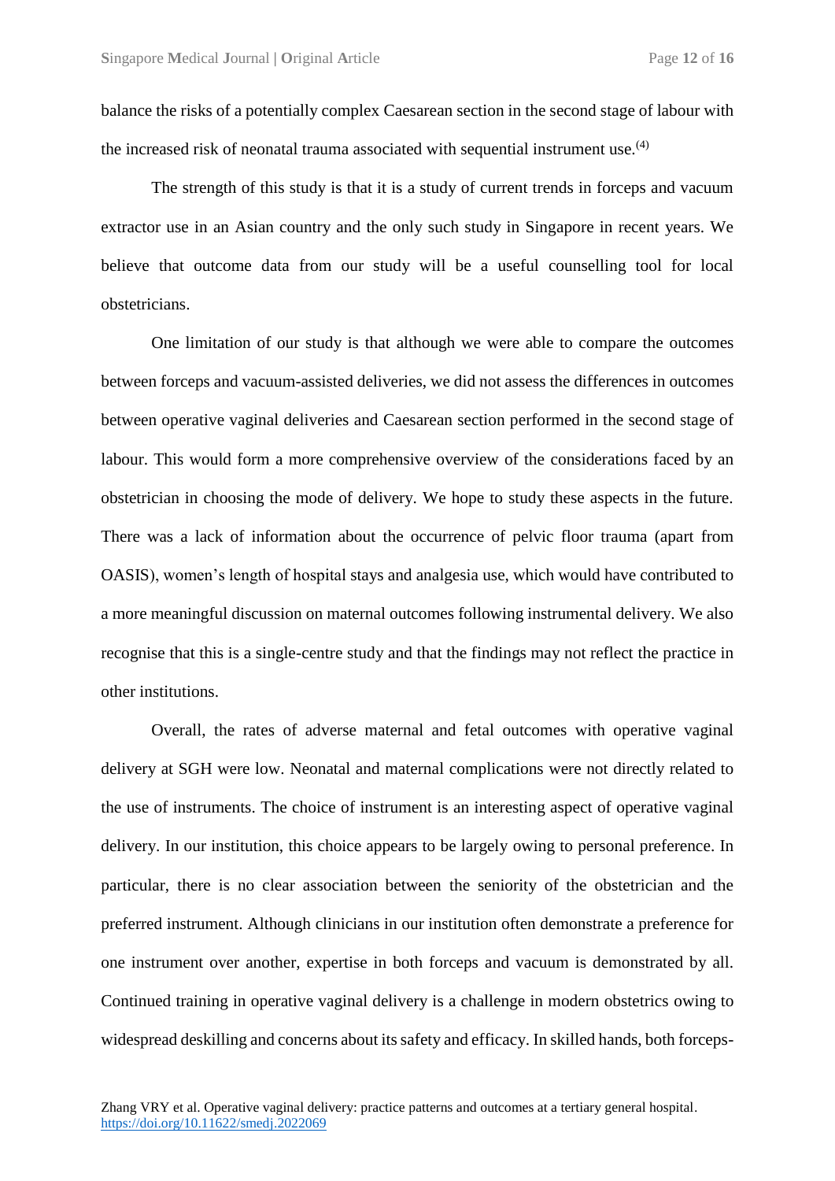balance the risks of a potentially complex Caesarean section in the second stage of labour with the increased risk of neonatal trauma associated with sequential instrument use.[4]

The strength of this study is that it is a study of current trends in forceps and vacuum extractor use in an Asian country and the only such study in Singapore in recent years. We believe that outcome data from our study will be a useful counselling tool for local obstetricians.

One limitation of our study is that although we were able to compare the outcomes between forceps and vacuum-assisted deliveries, we did not assess the differences in outcomes between operative vaginal deliveries and Caesarean section performed in the second stage of labour. This would form a more comprehensive overview of the considerations faced by an obstetrician in choosing the mode of delivery. We hope to study these aspects in the future. There was a lack of information about the occurrence of pelvic floor trauma (apart from OASIS), women's length of hospital stays and analgesia use, which would have contributed to a more meaningful discussion on maternal outcomes following instrumental delivery. We also recognise that this is a single-centre study and that the findings may not reflect the practice in other institutions.

Overall, the rates of adverse maternal and fetal outcomes with operative vaginal delivery at SGH were low. Neonatal and maternal complications were not directly related to the use of instruments. The choice of instrument is an interesting aspect of operative vaginal delivery. In our institution, this choice appears to be largely owing to personal preference. In particular, there is no clear association between the seniority of the obstetrician and the preferred instrument. Although clinicians in our institution often demonstrate a preference for one instrument over another, expertise in both forceps and vacuum is demonstrated by all. Continued training in operative vaginal delivery is a challenge in modern obstetrics owing to widespread deskilling and concerns about its safety and efficacy. In skilled hands, both forceps-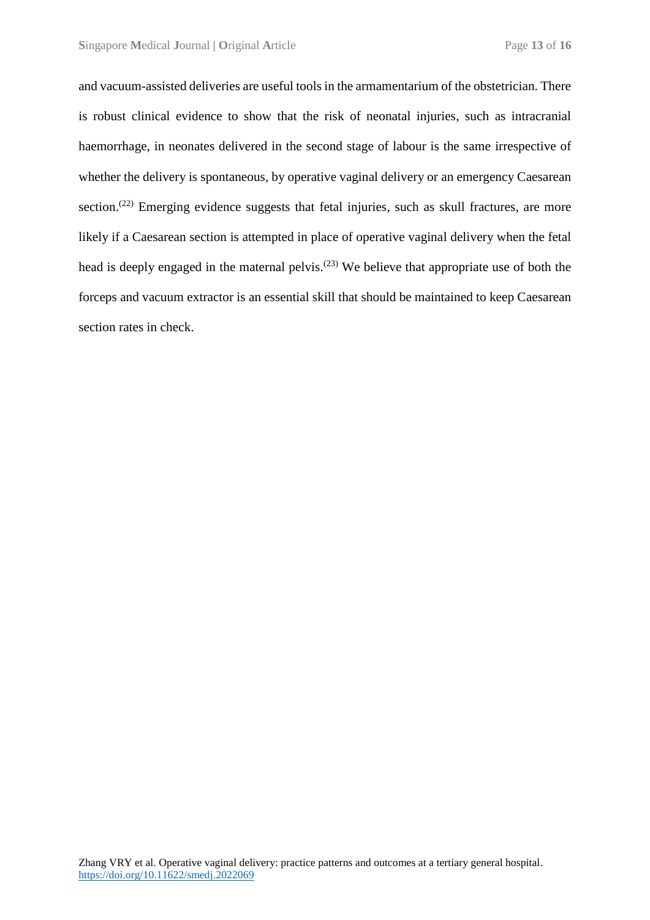and vacuum-assisted deliveries are useful tools in the armamentarium of the obstetrician. There is robust clinical evidence to show that the risk of neonatal injuries, such as intracranial haemorrhage, in neonates delivered in the second stage of labour is the same irrespective of whether the delivery is spontaneous, by operative vaginal delivery or an emergency Caesarean section.[22] Emerging evidence suggests that fetal injuries, such as skull fractures, are more likely if a Caesarean section is attempted in place of operative vaginal delivery when the fetal head is deeply engaged in the maternal pelvis.[23] We believe that appropriate use of both the forceps and vacuum extractor is an essential skill that should be maintained to keep Caesarean section rates in check.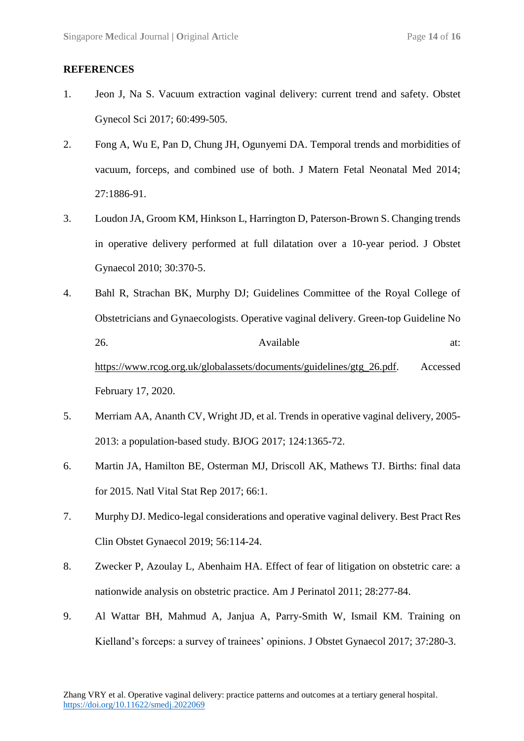## REFERENCES

1. Jeon J, Na S. Vacuum extraction vaginal delivery: current trend and safety. Obstet Gynecol Sci 2017; 60:499-505.
2. Fong A, Wu E, Pan D, Chung JH, Ogunyemi DA. Temporal trends and morbidities of vacuum, forceps, and combined use of both. J Matern Fetal Neonatal Med 2014; 27:1886-91.
3. Loudon JA, Groom KM, Hinkson L, Harrington D, Paterson-Brown S. Changing trends in operative delivery performed at full dilatation over a 10-year period. J Obstet Gynaecol 2010; 30:370-5.
4. Bahl R, Strachan BK, Murphy DJ; Guidelines Committee of the Royal College of Obstetricians and Gynaecologists. Operative vaginal delivery. Green-top Guideline No 26. Available at: https://www.rcog.org.uk/globalassets/documents/guidelines/gtg_26.pdf. Accessed February 17, 2020.
5. Merriam AA, Ananth CV, Wright JD, et al. Trends in operative vaginal delivery, 2005-2013: a population-based study. BJOG 2017; 124:1365-72.
6. Martin JA, Hamilton BE, Osterman MJ, Driscoll AK, Mathews TJ. Births: final data for 2015. Natl Vital Stat Rep 2017; 66:1.
7. Murphy DJ. Medico-legal considerations and operative vaginal delivery. Best Pract Res Clin Obstet Gynaecol 2019; 56:114-24.
8. Zwecker P, Azoulay L, Abenhaim HA. Effect of fear of litigation on obstetric care: a nationwide analysis on obstetric practice. Am J Perinatol 2011; 28:277-84.
9. Al Wattar BH, Mahmud A, Janjua A, Parry-Smith W, Ismail KM. Training on Kielland's forceps: a survey of trainees' opinions. J Obstet Gynaecol 2017; 37:280-3.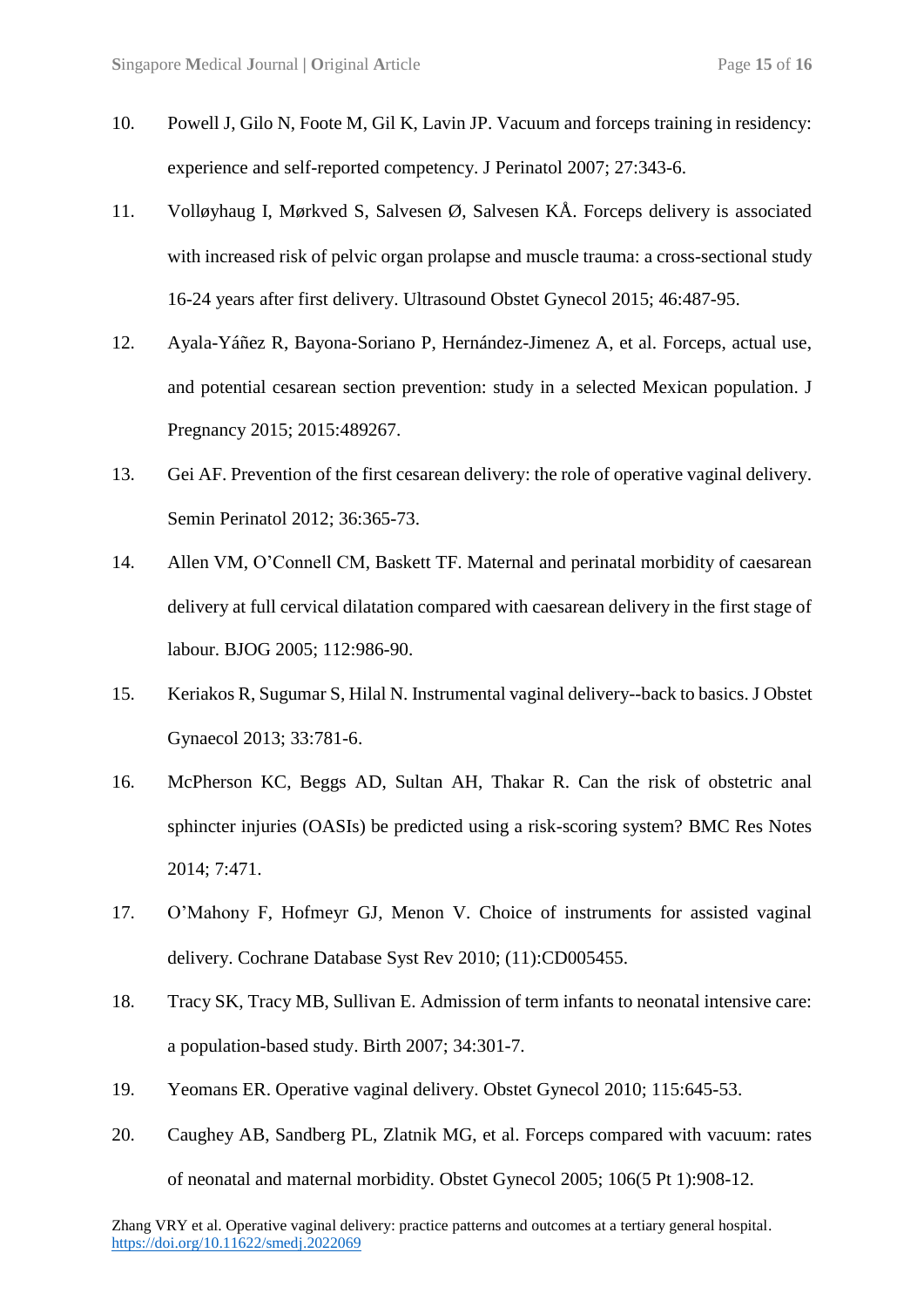10. Powell J, Gilo N, Foote M, Gil K, Lavin JP. Vacuum and forceps training in residency: experience and self-reported competency. J Perinatol 2007; 27:343-6.
11. Volløyhaug I, Mørkved S, Salvesen Ø, Salvesen KÅ. Forceps delivery is associated with increased risk of pelvic organ prolapse and muscle trauma: a cross-sectional study 16-24 years after first delivery. Ultrasound Obstet Gynecol 2015; 46:487-95.
12. Ayala-Yáñez R, Bayona-Soriano P, Hernández-Jimenez A, et al. Forceps, actual use, and potential cesarean section prevention: study in a selected Mexican population. J Pregnancy 2015; 2015:489267.
13. Gei AF. Prevention of the first cesarean delivery: the role of operative vaginal delivery. Semin Perinatol 2012; 36:365-73.
14. Allen VM, O'Connell CM, Baskett TF. Maternal and perinatal morbidity of caesarean delivery at full cervical dilatation compared with caesarean delivery in the first stage of labour. BJOG 2005; 112:986-90.
15. Keriakos R, Sugumar S, Hilal N. Instrumental vaginal delivery--back to basics. J Obstet Gynaecol 2013; 33:781-6.
16. McPherson KC, Beggs AD, Sultan AH, Thakar R. Can the risk of obstetric anal sphincter injuries (OASIs) be predicted using a risk-scoring system? BMC Res Notes 2014; 7:471.
17. O'Mahony F, Hofmeyr GJ, Menon V. Choice of instruments for assisted vaginal delivery. Cochrane Database Syst Rev 2010; (11):CD005455.
18. Tracy SK, Tracy MB, Sullivan E. Admission of term infants to neonatal intensive care: a population-based study. Birth 2007; 34:301-7.
19. Yeomans ER. Operative vaginal delivery. Obstet Gynecol 2010; 115:645-53.
20. Caughey AB, Sandberg PL, Zlatnik MG, et al. Forceps compared with vacuum: rates of neonatal and maternal morbidity. Obstet Gynecol 2005; 106(5 Pt 1):908-12.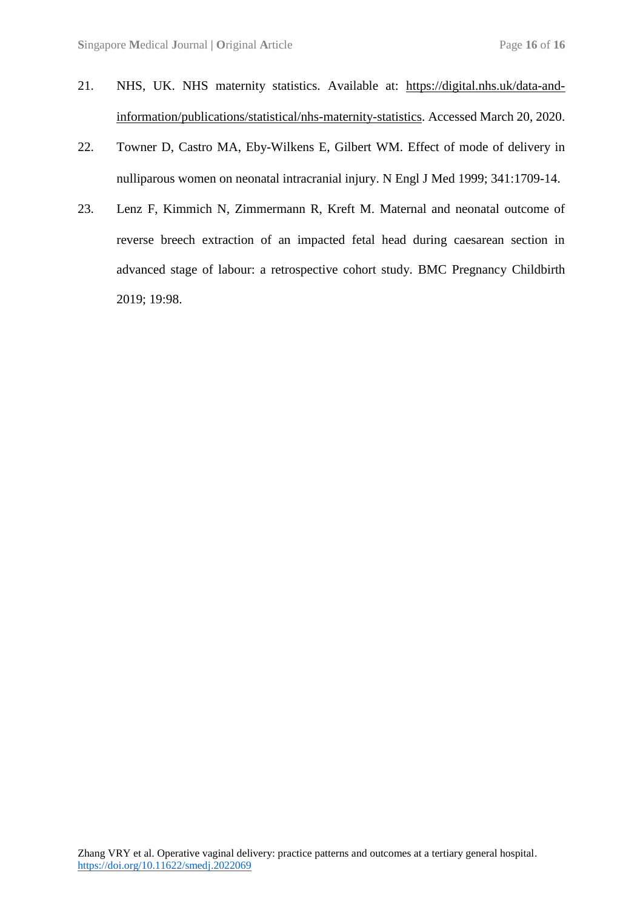21. NHS, UK. NHS maternity statistics. Available at: https://digital.nhs.uk/data-and-information/publications/statistical/nhs-maternity-statistics. Accessed March 20, 2020.
22. Towner D, Castro MA, Eby-Wilkens E, Gilbert WM. Effect of mode of delivery in nulliparous women on neonatal intracranial injury. N Engl J Med 1999; 341:1709-14.
23. Lenz F, Kimmich N, Zimmermann R, Kreft M. Maternal and neonatal outcome of reverse breech extraction of an impacted fetal head during caesarean section in advanced stage of labour: a retrospective cohort study. BMC Pregnancy Childbirth 2019; 19:98.